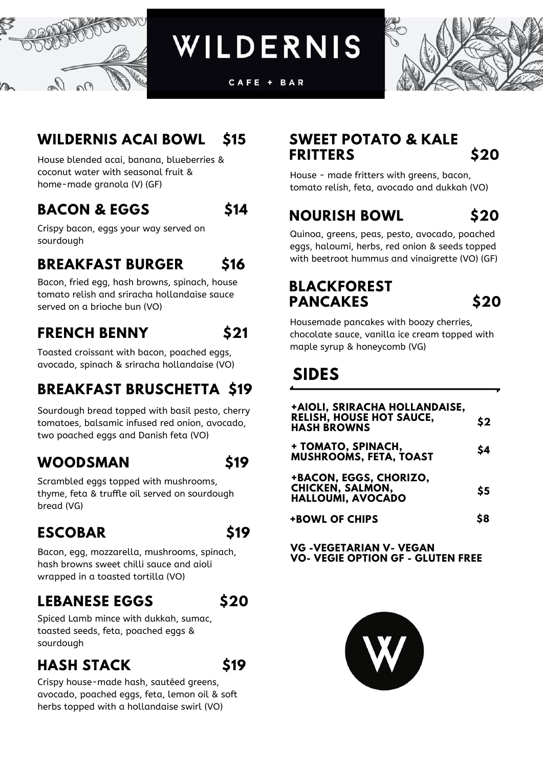# WILDERNIS

CAFE + BAR

## WILDERNIS ACAI BOWL $15

House blended acai, banana, blueberries & coconut water with seasonal fruit & home-made granola (V) (GF)

## BACON & EGGS $14

Crispy bacon, eggs your way served on sourdough

## BREAKFAST BURGER $16

Bacon, fried egg, hash browns, spinach, house tomato relish and sriracha hollandaise sauce served on a brioche bun (VO)

## FRENCH BENNY $21

Toasted croissant with bacon, poached eggs, avocado, spinach & sriracha hollandaise (VO)

## BREAKFAST BRUSCHETTA $19

Sourdough bread topped with basil pesto, cherry tomatoes, balsamic infused red onion, avocado, two poached eggs and Danish feta (VO)

## WOODSMAN $19

Scrambled eggs topped with mushrooms, thyme, feta & truffle oil served on sourdough bread (VG)

## ESCOBAR $19

Bacon, egg, mozzarella, mushrooms, spinach, hash browns sweet chilli sauce and aioli wrapped in a toasted tortilla (VO)

## LEBANESE EGGS $20

Spiced Lamb mince with dukkah, sumac, toasted seeds, feta, poached eggs & sourdough

## HASH STACK $19

Crispy house-made hash, sautéed greens, avocado, poached eggs, feta, lemon oil & soft herbs topped with a hollandaise swirl (VO)

## SWEET POTATO & KALE FRITTERS $20

House - made fritters with greens, bacon, tomato relish, feta, avocado and dukkah (VO)

## NOURISH BOWL $20

Quinoa, greens, peas, pesto, avocado, poached eggs, haloumi, herbs, red onion & seeds topped with beetroot hummus and vinaigrette (VO) (GF)

## BLACKFOREST PANCAKES $20

Housemade pancakes with boozy cherries, chocolate sauce, vanilla ice cream topped with maple syrup & honeycomb (VG)

## SIDES

| Item | Price |
| --- | --- |
| **+AIOLI, SRIRACHA HOLLANDAISE, RELISH, HOUSE HOT SAUCE, HASH BROWNS** | **$2** |
| **+ TOMATO, SPINACH, MUSHROOMS, FETA, TOAST** | **$4** |
| **+BACON, EGGS, CHORIZO, CHICKEN, SALMON, HALLOUMI, AVOCADO** | **$5** |
| **+BOWL OF CHIPS** | **$8** |

**VG -VEGETARIAN V- VEGAN**
**VO- VEGIE OPTION GF - GLUTEN FREE**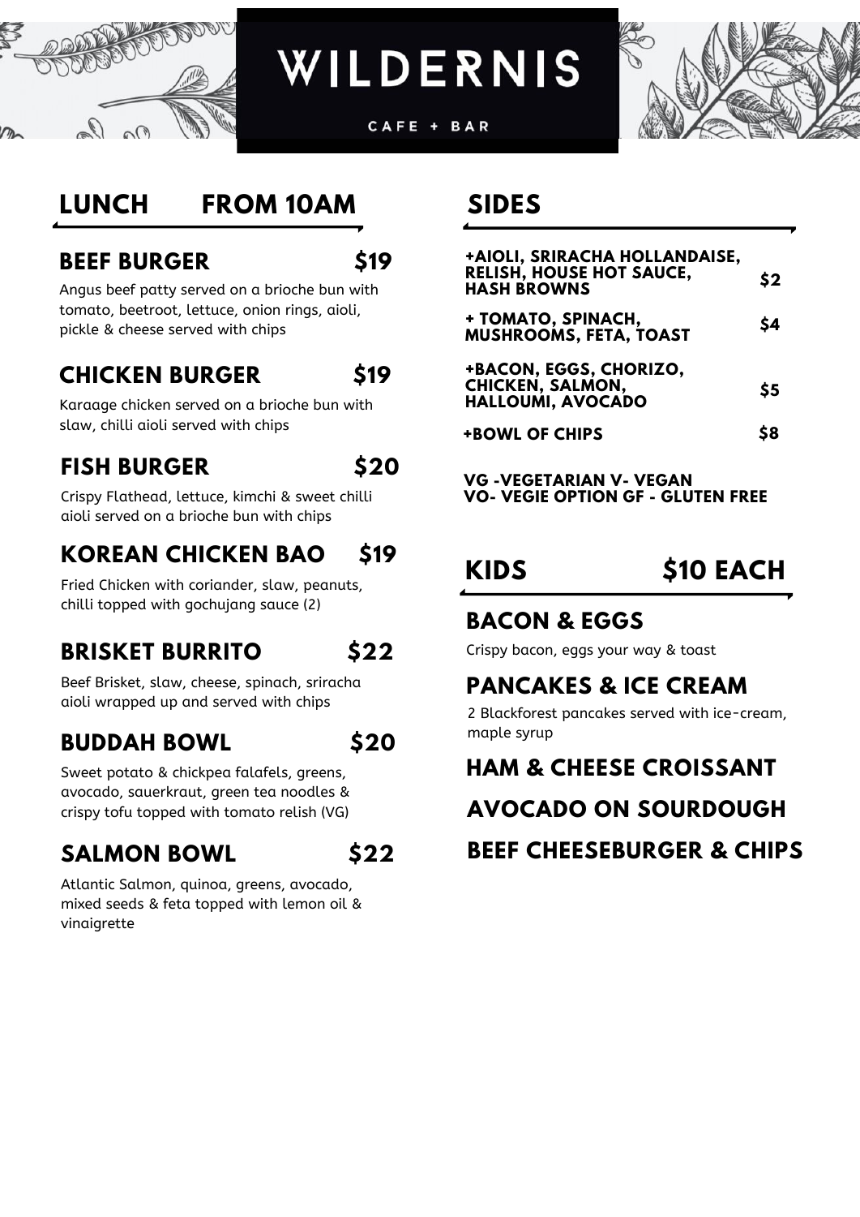# WILDERNIS

CAFE + BAR

## LUNCH FROM 10AM

### BEEF BURGER $19

Angus beef patty served on a brioche bun with tomato, beetroot, lettuce, onion rings, aioli, pickle & cheese served with chips

### CHICKEN BURGER $19

Karaage chicken served on a brioche bun with slaw, chilli aioli served with chips

### FISH BURGER $20

Crispy Flathead, lettuce, kimchi & sweet chilli aioli served on a brioche bun with chips

### KOREAN CHICKEN BAO $19

Fried Chicken with coriander, slaw, peanuts, chilli topped with gochujang sauce (2)

### BRISKET BURRITO $22

Beef Brisket, slaw, cheese, spinach, sriracha aioli wrapped up and served with chips

### BUDDAH BOWL $20

Sweet potato & chickpea falafels, greens, avocado, sauerkraut, green tea noodles & crispy tofu topped with tomato relish (VG)

### SALMON BOWL $22

Atlantic Salmon, quinoa, greens, avocado, mixed seeds & feta topped with lemon oil & vinaigrette

## SIDES

| Item | Price |
|---|---|
| +AIOLI, SRIRACHA HOLLANDAISE, RELISH, HOUSE HOT SAUCE, HASH BROWNS | $2 |
| + TOMATO, SPINACH, MUSHROOMS, FETA, TOAST | $4 |
| +BACON, EGGS, CHORIZO, CHICKEN, SALMON, HALLOUMI, AVOCADO | $5 |
| +BOWL OF CHIPS | $8 |

**VG -VEGETARIAN V- VEGAN**
**VO- VEGIE OPTION GF - GLUTEN FREE**

## KIDS $10 EACH

### BACON & EGGS

Crispy bacon, eggs your way & toast

### PANCAKES & ICE CREAM

2 Blackforest pancakes served with ice-cream, maple syrup

### HAM & CHEESE CROISSANT

### AVOCADO ON SOURDOUGH

### BEEF CHEESEBURGER & CHIPS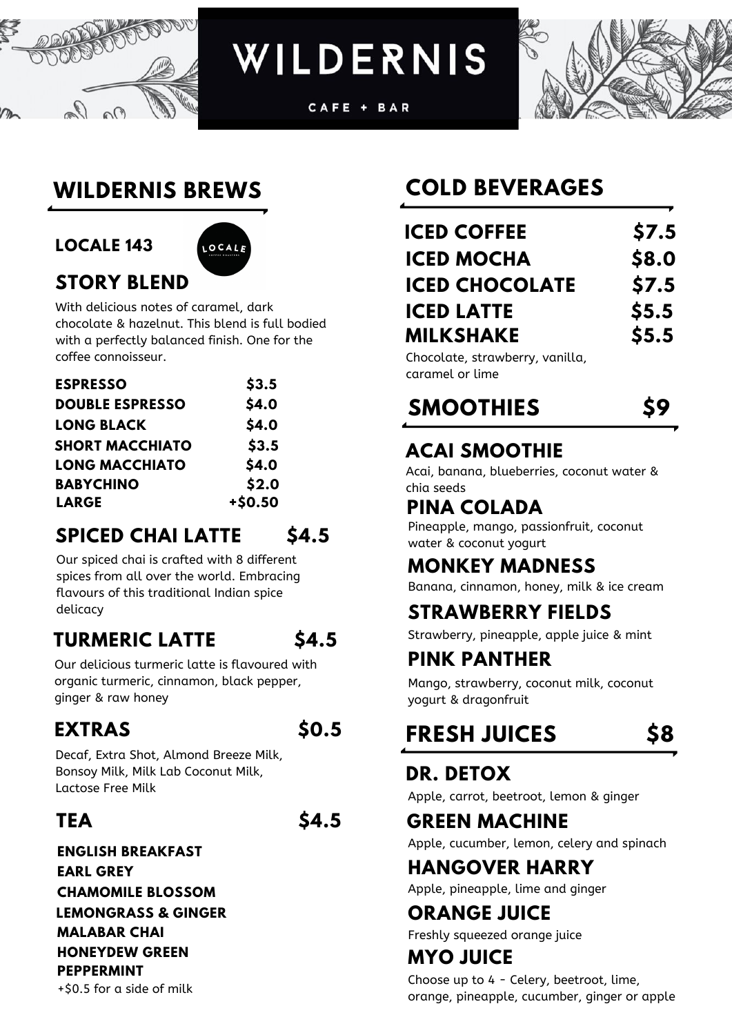# WILDERNIS

CAFE + BAR

## WILDERNIS BREWS

### LOCALE 143

### STORY BLEND

With delicious notes of caramel, dark chocolate & hazelnut. This blend is full bodied with a perfectly balanced finish. One for the coffee connoisseur.

| | |
|---|---|
| **ESPRESSO** | **$3.5** |
| **DOUBLE ESPRESSO** | **$4.0** |
| **LONG BLACK** | **$4.0** |
| **SHORT MACCHIATO** | **$3.5** |
| **LONG MACCHIATO** | **$4.0** |
| **BABYCHINO** | **$2.0** |
| **LARGE** | **+$0.50** |

### SPICED CHAI LATTE $4.5

Our spiced chai is crafted with 8 different spices from all over the world. Embracing flavours of this traditional Indian spice delicacy

### TURMERIC LATTE $4.5

Our delicious turmeric latte is flavoured with organic turmeric, cinnamon, black pepper, ginger & raw honey

### EXTRAS $0.5

Decaf, Extra Shot, Almond Breeze Milk, Bonsoy Milk, Milk Lab Coconut Milk, Lactose Free Milk

### TEA $4.5

**ENGLISH BREAKFAST**
**EARL GREY**
**CHAMOMILE BLOSSOM**
**LEMONGRASS & GINGER**
**MALABAR CHAI**
**HONEYDEW GREEN**
**PEPPERMINT**

+$0.5 for a side of milk

## COLD BEVERAGES

| | |
|---|---|
| **ICED COFFEE** | **$7.5** |
| **ICED MOCHA** | **$8.0** |
| **ICED CHOCOLATE** | **$7.5** |
| **ICED LATTE** | **$5.5** |
| **MILKSHAKE** | **$5.5** |

Chocolate, strawberry, vanilla, caramel or lime

## SMOOTHIES $9

### ACAI SMOOTHIE

Acai, banana, blueberries, coconut water & chia seeds

### PINA COLADA

Pineapple, mango, passionfruit, coconut water & coconut yogurt

### MONKEY MADNESS

Banana, cinnamon, honey, milk & ice cream

### STRAWBERRY FIELDS

Strawberry, pineapple, apple juice & mint

### PINK PANTHER

Mango, strawberry, coconut milk, coconut yogurt & dragonfruit

## FRESH JUICES $8

### DR. DETOX

Apple, carrot, beetroot, lemon & ginger

### GREEN MACHINE

Apple, cucumber, lemon, celery and spinach

### HANGOVER HARRY

Apple, pineapple, lime and ginger

### ORANGE JUICE

Freshly squeezed orange juice

### MYO JUICE

Choose up to 4 - Celery, beetroot, lime, orange, pineapple, cucumber, ginger or apple